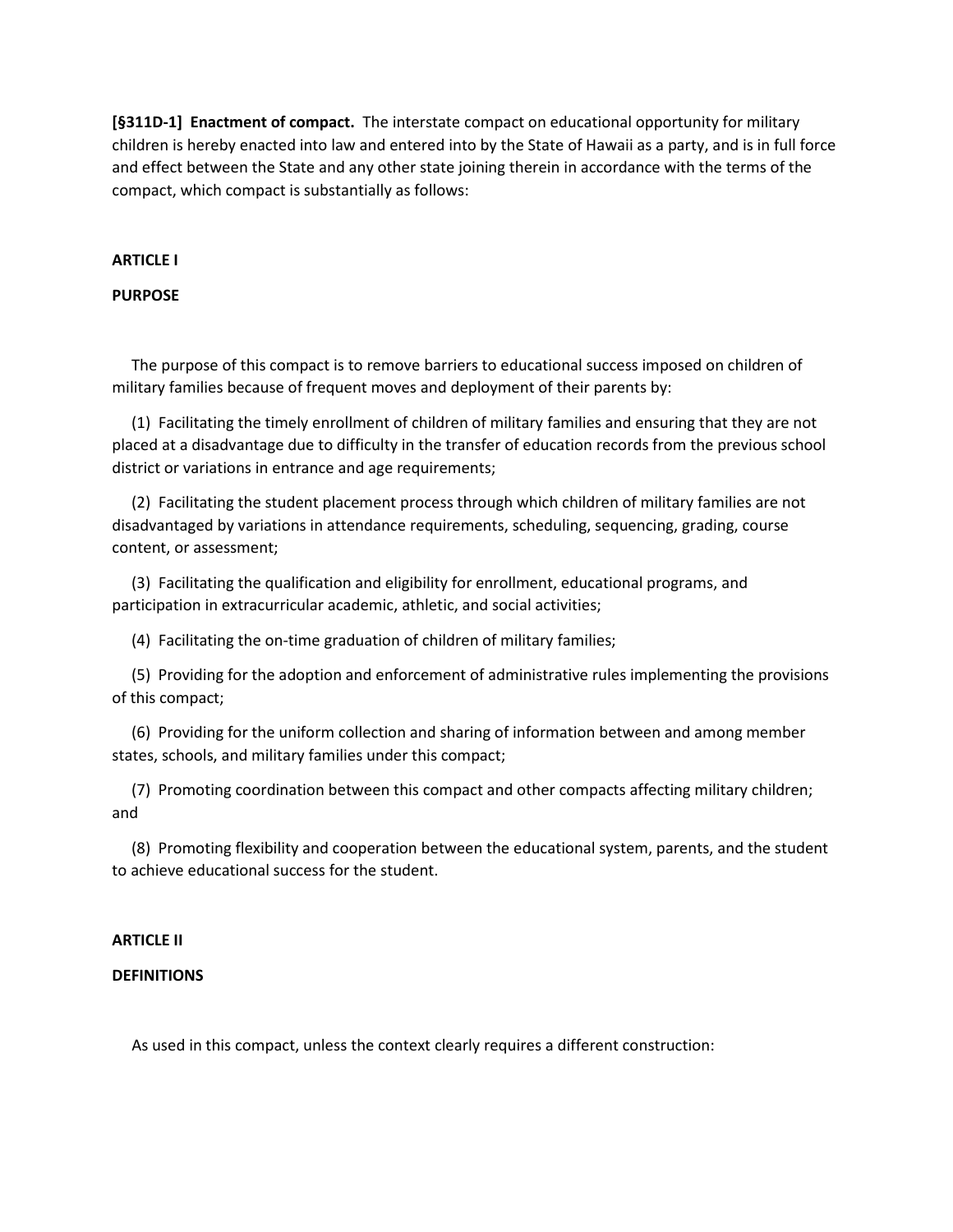**[§311D-1] Enactment of compact.** The interstate compact on educational opportunity for military children is hereby enacted into law and entered into by the State of Hawaii as a party, and is in full force and effect between the State and any other state joining therein in accordance with the terms of the compact, which compact is substantially as follows:

**ARTICLE I**

**PURPOSE**

The purpose of this compact is to remove barriers to educational success imposed on children of military families because of frequent moves and deployment of their parents by:

(1) Facilitating the timely enrollment of children of military families and ensuring that they are not placed at a disadvantage due to difficulty in the transfer of education records from the previous school district or variations in entrance and age requirements;

(2) Facilitating the student placement process through which children of military families are not disadvantaged by variations in attendance requirements, scheduling, sequencing, grading, course content, or assessment;

(3) Facilitating the qualification and eligibility for enrollment, educational programs, and participation in extracurricular academic, athletic, and social activities;

(4) Facilitating the on-time graduation of children of military families;

(5) Providing for the adoption and enforcement of administrative rules implementing the provisions of this compact;

(6) Providing for the uniform collection and sharing of information between and among member states, schools, and military families under this compact;

(7) Promoting coordination between this compact and other compacts affecting military children; and

(8) Promoting flexibility and cooperation between the educational system, parents, and the student to achieve educational success for the student.

**ARTICLE II**

**DEFINITIONS**

As used in this compact, unless the context clearly requires a different construction: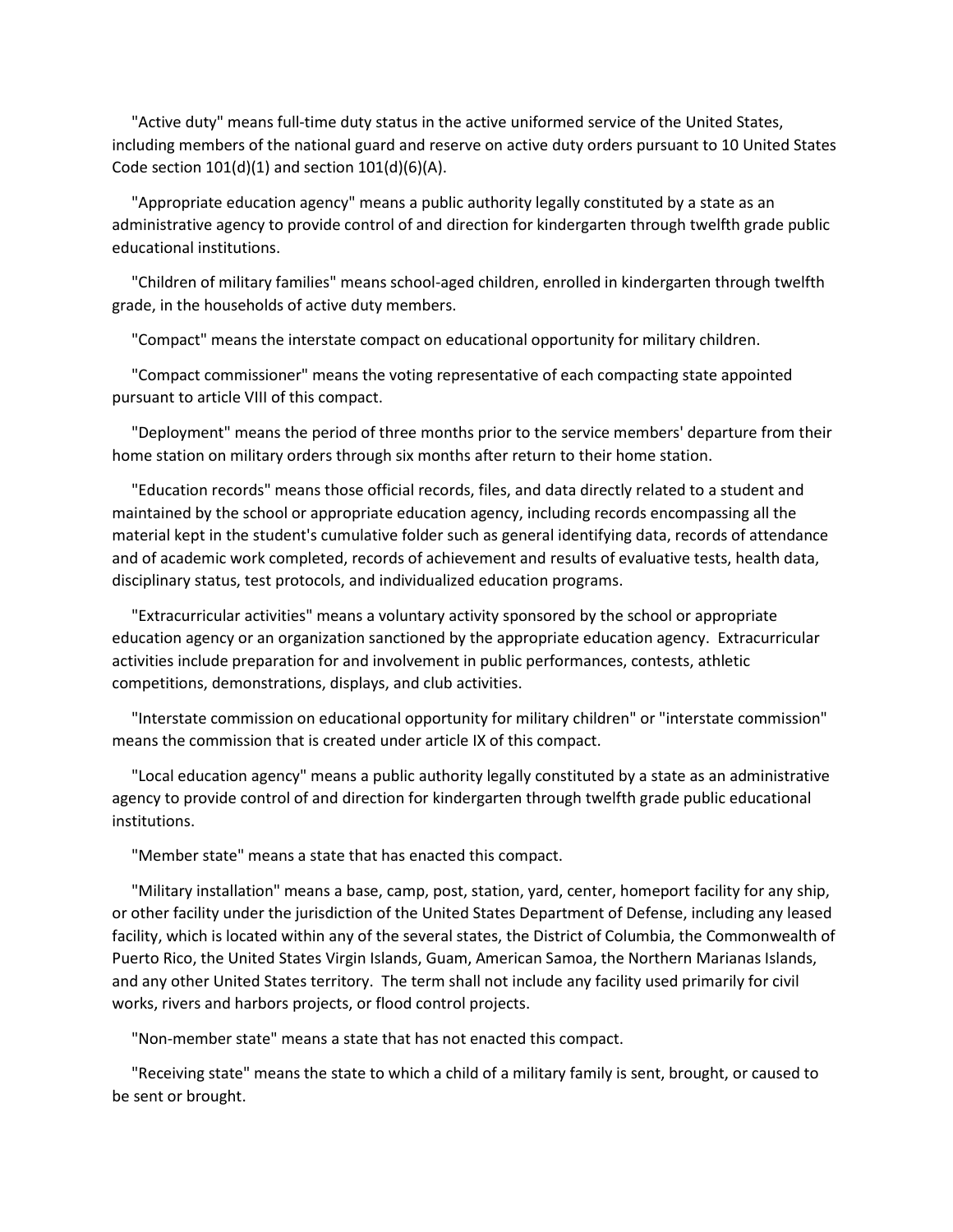"Active duty" means full-time duty status in the active uniformed service of the United States, including members of the national guard and reserve on active duty orders pursuant to 10 United States Code section 101(d)(1) and section 101(d)(6)(A).

"Appropriate education agency" means a public authority legally constituted by a state as an administrative agency to provide control of and direction for kindergarten through twelfth grade public educational institutions.

"Children of military families" means school-aged children, enrolled in kindergarten through twelfth grade, in the households of active duty members.

"Compact" means the interstate compact on educational opportunity for military children.

"Compact commissioner" means the voting representative of each compacting state appointed pursuant to article VIII of this compact.

"Deployment" means the period of three months prior to the service members' departure from their home station on military orders through six months after return to their home station.

"Education records" means those official records, files, and data directly related to a student and maintained by the school or appropriate education agency, including records encompassing all the material kept in the student's cumulative folder such as general identifying data, records of attendance and of academic work completed, records of achievement and results of evaluative tests, health data, disciplinary status, test protocols, and individualized education programs.

"Extracurricular activities" means a voluntary activity sponsored by the school or appropriate education agency or an organization sanctioned by the appropriate education agency. Extracurricular activities include preparation for and involvement in public performances, contests, athletic competitions, demonstrations, displays, and club activities.

"Interstate commission on educational opportunity for military children" or "interstate commission" means the commission that is created under article IX of this compact.

"Local education agency" means a public authority legally constituted by a state as an administrative agency to provide control of and direction for kindergarten through twelfth grade public educational institutions.

"Member state" means a state that has enacted this compact.

"Military installation" means a base, camp, post, station, yard, center, homeport facility for any ship, or other facility under the jurisdiction of the United States Department of Defense, including any leased facility, which is located within any of the several states, the District of Columbia, the Commonwealth of Puerto Rico, the United States Virgin Islands, Guam, American Samoa, the Northern Marianas Islands, and any other United States territory. The term shall not include any facility used primarily for civil works, rivers and harbors projects, or flood control projects.

"Non-member state" means a state that has not enacted this compact.

"Receiving state" means the state to which a child of a military family is sent, brought, or caused to be sent or brought.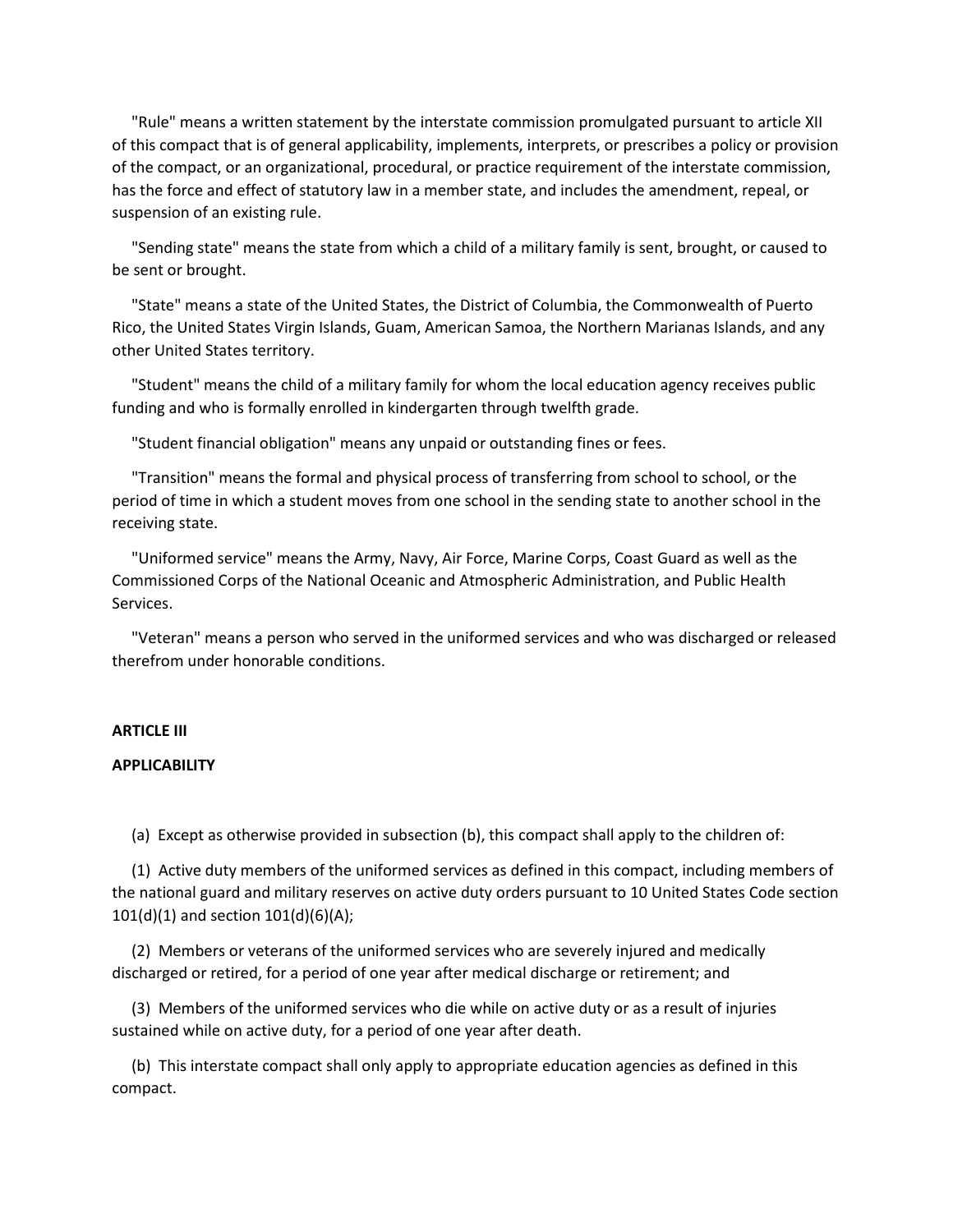"Rule" means a written statement by the interstate commission promulgated pursuant to article XII of this compact that is of general applicability, implements, interprets, or prescribes a policy or provision of the compact, or an organizational, procedural, or practice requirement of the interstate commission, has the force and effect of statutory law in a member state, and includes the amendment, repeal, or suspension of an existing rule.

"Sending state" means the state from which a child of a military family is sent, brought, or caused to be sent or brought.

"State" means a state of the United States, the District of Columbia, the Commonwealth of Puerto Rico, the United States Virgin Islands, Guam, American Samoa, the Northern Marianas Islands, and any other United States territory.

"Student" means the child of a military family for whom the local education agency receives public funding and who is formally enrolled in kindergarten through twelfth grade.

"Student financial obligation" means any unpaid or outstanding fines or fees.

"Transition" means the formal and physical process of transferring from school to school, or the period of time in which a student moves from one school in the sending state to another school in the receiving state.

"Uniformed service" means the Army, Navy, Air Force, Marine Corps, Coast Guard as well as the Commissioned Corps of the National Oceanic and Atmospheric Administration, and Public Health Services.

"Veteran" means a person who served in the uniformed services and who was discharged or released therefrom under honorable conditions.

**ARTICLE III**

**APPLICABILITY**

(a) Except as otherwise provided in subsection (b), this compact shall apply to the children of:

(1) Active duty members of the uniformed services as defined in this compact, including members of the national guard and military reserves on active duty orders pursuant to 10 United States Code section 101(d)(1) and section 101(d)(6)(A);

(2) Members or veterans of the uniformed services who are severely injured and medically discharged or retired, for a period of one year after medical discharge or retirement; and

(3) Members of the uniformed services who die while on active duty or as a result of injuries sustained while on active duty, for a period of one year after death.

(b) This interstate compact shall only apply to appropriate education agencies as defined in this compact.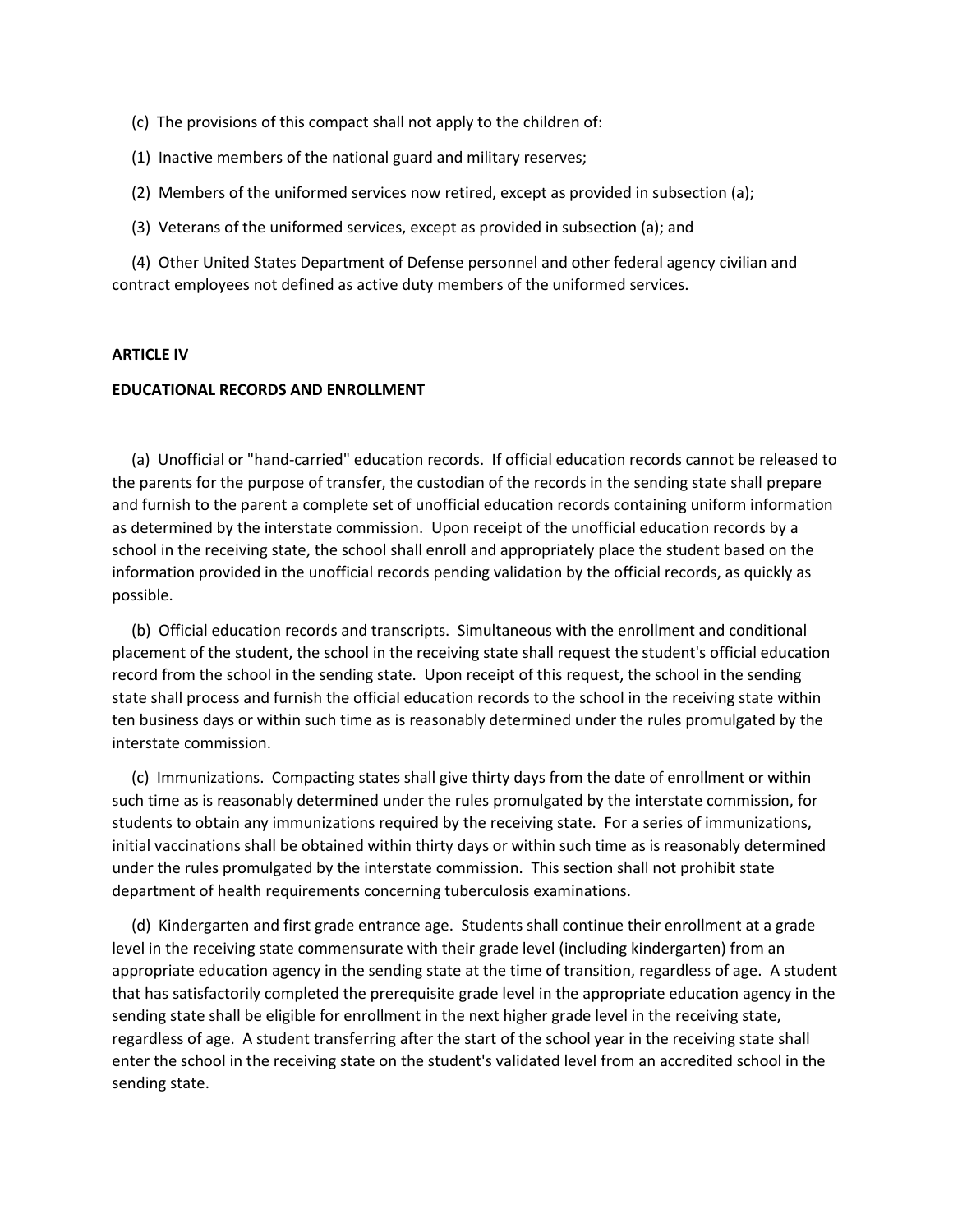(c) The provisions of this compact shall not apply to the children of:

(1) Inactive members of the national guard and military reserves;

(2) Members of the uniformed services now retired, except as provided in subsection (a);

(3) Veterans of the uniformed services, except as provided in subsection (a); and

(4) Other United States Department of Defense personnel and other federal agency civilian and contract employees not defined as active duty members of the uniformed services.

**ARTICLE IV**

**EDUCATIONAL RECORDS AND ENROLLMENT**

(a) Unofficial or "hand-carried" education records. If official education records cannot be released to the parents for the purpose of transfer, the custodian of the records in the sending state shall prepare and furnish to the parent a complete set of unofficial education records containing uniform information as determined by the interstate commission. Upon receipt of the unofficial education records by a school in the receiving state, the school shall enroll and appropriately place the student based on the information provided in the unofficial records pending validation by the official records, as quickly as possible.

(b) Official education records and transcripts. Simultaneous with the enrollment and conditional placement of the student, the school in the receiving state shall request the student's official education record from the school in the sending state. Upon receipt of this request, the school in the sending state shall process and furnish the official education records to the school in the receiving state within ten business days or within such time as is reasonably determined under the rules promulgated by the interstate commission.

(c) Immunizations. Compacting states shall give thirty days from the date of enrollment or within such time as is reasonably determined under the rules promulgated by the interstate commission, for students to obtain any immunizations required by the receiving state. For a series of immunizations, initial vaccinations shall be obtained within thirty days or within such time as is reasonably determined under the rules promulgated by the interstate commission. This section shall not prohibit state department of health requirements concerning tuberculosis examinations.

(d) Kindergarten and first grade entrance age. Students shall continue their enrollment at a grade level in the receiving state commensurate with their grade level (including kindergarten) from an appropriate education agency in the sending state at the time of transition, regardless of age. A student that has satisfactorily completed the prerequisite grade level in the appropriate education agency in the sending state shall be eligible for enrollment in the next higher grade level in the receiving state, regardless of age. A student transferring after the start of the school year in the receiving state shall enter the school in the receiving state on the student's validated level from an accredited school in the sending state.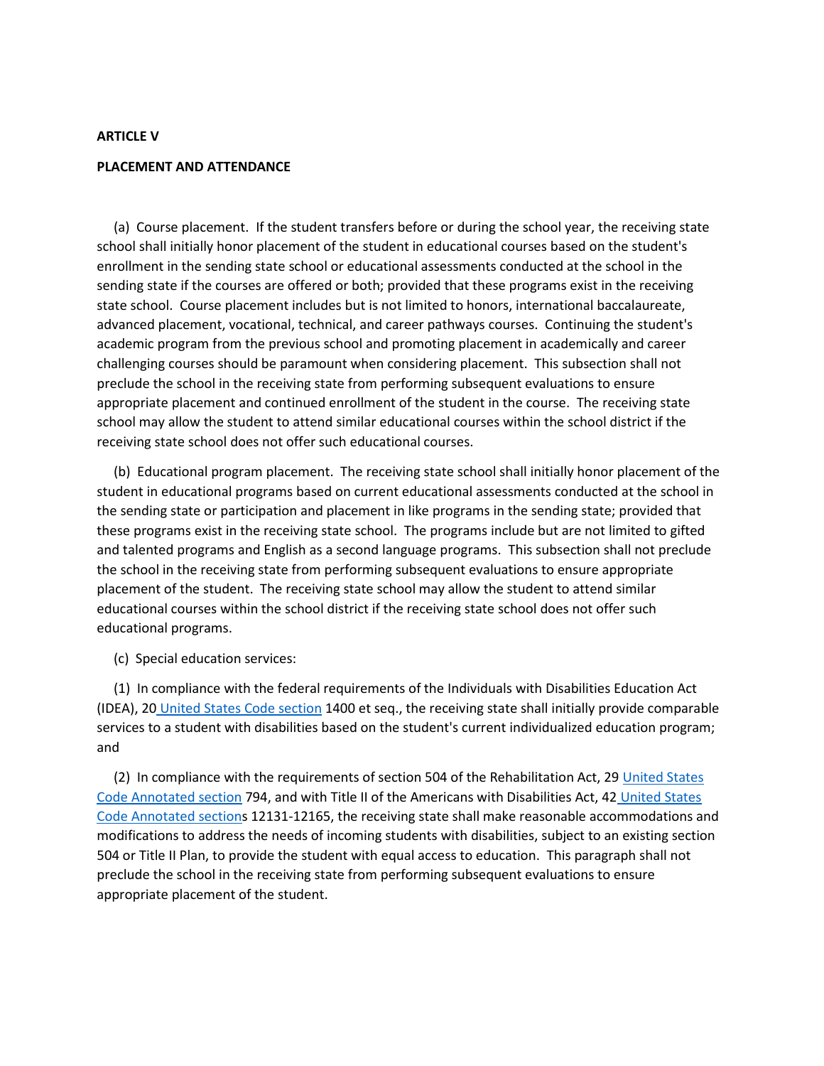**ARTICLE V**

**PLACEMENT AND ATTENDANCE**

(a) Course placement. If the student transfers before or during the school year, the receiving state school shall initially honor placement of the student in educational courses based on the student's enrollment in the sending state school or educational assessments conducted at the school in the sending state if the courses are offered or both; provided that these programs exist in the receiving state school. Course placement includes but is not limited to honors, international baccalaureate, advanced placement, vocational, technical, and career pathways courses. Continuing the student's academic program from the previous school and promoting placement in academically and career challenging courses should be paramount when considering placement. This subsection shall not preclude the school in the receiving state from performing subsequent evaluations to ensure appropriate placement and continued enrollment of the student in the course. The receiving state school may allow the student to attend similar educational courses within the school district if the receiving state school does not offer such educational courses.

(b) Educational program placement. The receiving state school shall initially honor placement of the student in educational programs based on current educational assessments conducted at the school in the sending state or participation and placement in like programs in the sending state; provided that these programs exist in the receiving state school. The programs include but are not limited to gifted and talented programs and English as a second language programs. This subsection shall not preclude the school in the receiving state from performing subsequent evaluations to ensure appropriate placement of the student. The receiving state school may allow the student to attend similar educational courses within the school district if the receiving state school does not offer such educational programs.

(c) Special education services:

(1) In compliance with the federal requirements of the Individuals with Disabilities Education Act (IDEA), 20 United States Code section 1400 et seq., the receiving state shall initially provide comparable services to a student with disabilities based on the student's current individualized education program; and

(2) In compliance with the requirements of section 504 of the Rehabilitation Act, 29 United States Code Annotated section 794, and with Title II of the Americans with Disabilities Act, 42 United States Code Annotated sections 12131-12165, the receiving state shall make reasonable accommodations and modifications to address the needs of incoming students with disabilities, subject to an existing section 504 or Title II Plan, to provide the student with equal access to education. This paragraph shall not preclude the school in the receiving state from performing subsequent evaluations to ensure appropriate placement of the student.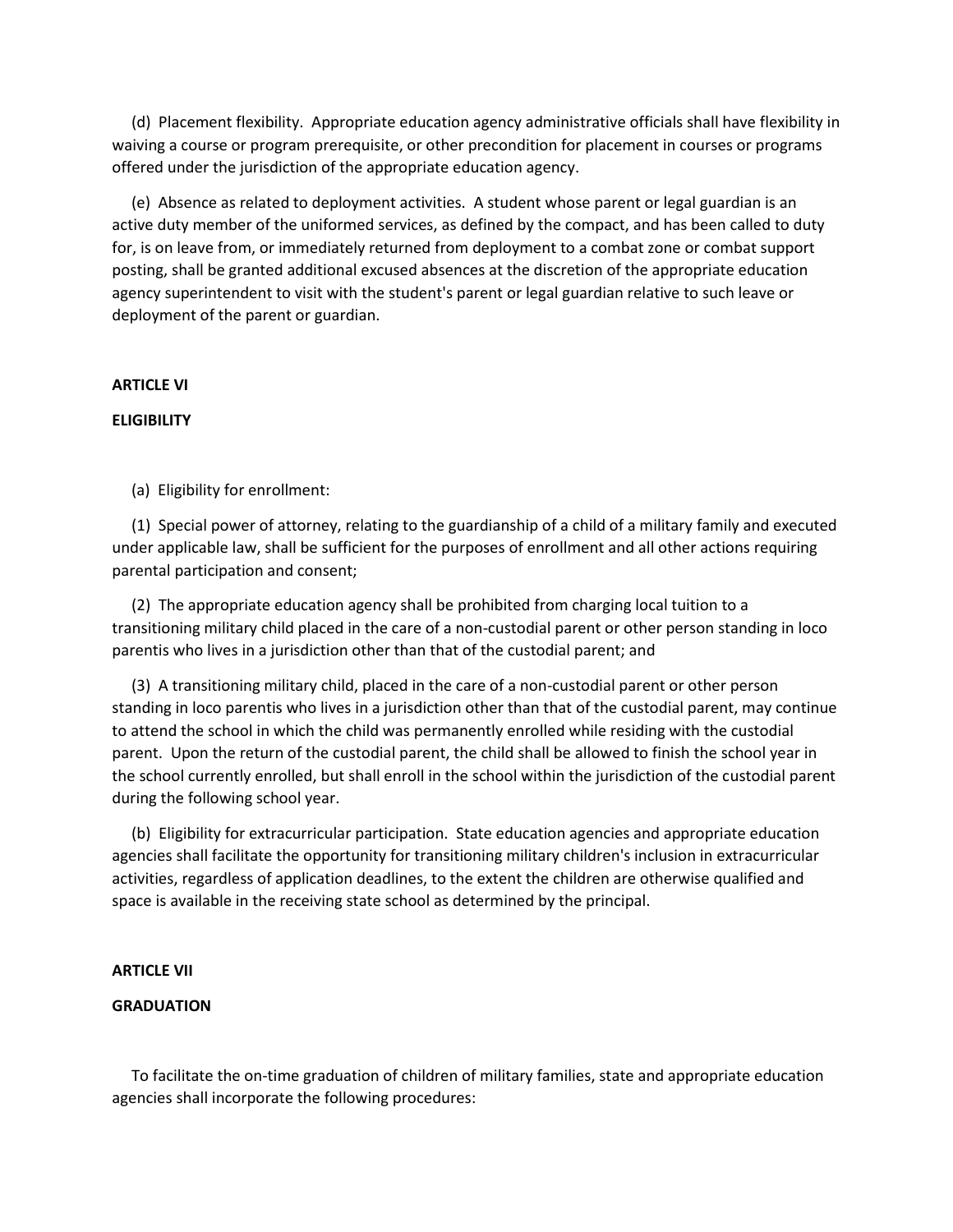(d) Placement flexibility. Appropriate education agency administrative officials shall have flexibility in waiving a course or program prerequisite, or other precondition for placement in courses or programs offered under the jurisdiction of the appropriate education agency.

(e) Absence as related to deployment activities. A student whose parent or legal guardian is an active duty member of the uniformed services, as defined by the compact, and has been called to duty for, is on leave from, or immediately returned from deployment to a combat zone or combat support posting, shall be granted additional excused absences at the discretion of the appropriate education agency superintendent to visit with the student's parent or legal guardian relative to such leave or deployment of the parent or guardian.

**ARTICLE VI**

**ELIGIBILITY**

(a) Eligibility for enrollment:

(1) Special power of attorney, relating to the guardianship of a child of a military family and executed under applicable law, shall be sufficient for the purposes of enrollment and all other actions requiring parental participation and consent;

(2) The appropriate education agency shall be prohibited from charging local tuition to a transitioning military child placed in the care of a non-custodial parent or other person standing in loco parentis who lives in a jurisdiction other than that of the custodial parent; and

(3) A transitioning military child, placed in the care of a non-custodial parent or other person standing in loco parentis who lives in a jurisdiction other than that of the custodial parent, may continue to attend the school in which the child was permanently enrolled while residing with the custodial parent. Upon the return of the custodial parent, the child shall be allowed to finish the school year in the school currently enrolled, but shall enroll in the school within the jurisdiction of the custodial parent during the following school year.

(b) Eligibility for extracurricular participation. State education agencies and appropriate education agencies shall facilitate the opportunity for transitioning military children's inclusion in extracurricular activities, regardless of application deadlines, to the extent the children are otherwise qualified and space is available in the receiving state school as determined by the principal.

**ARTICLE VII**

**GRADUATION**

To facilitate the on-time graduation of children of military families, state and appropriate education agencies shall incorporate the following procedures: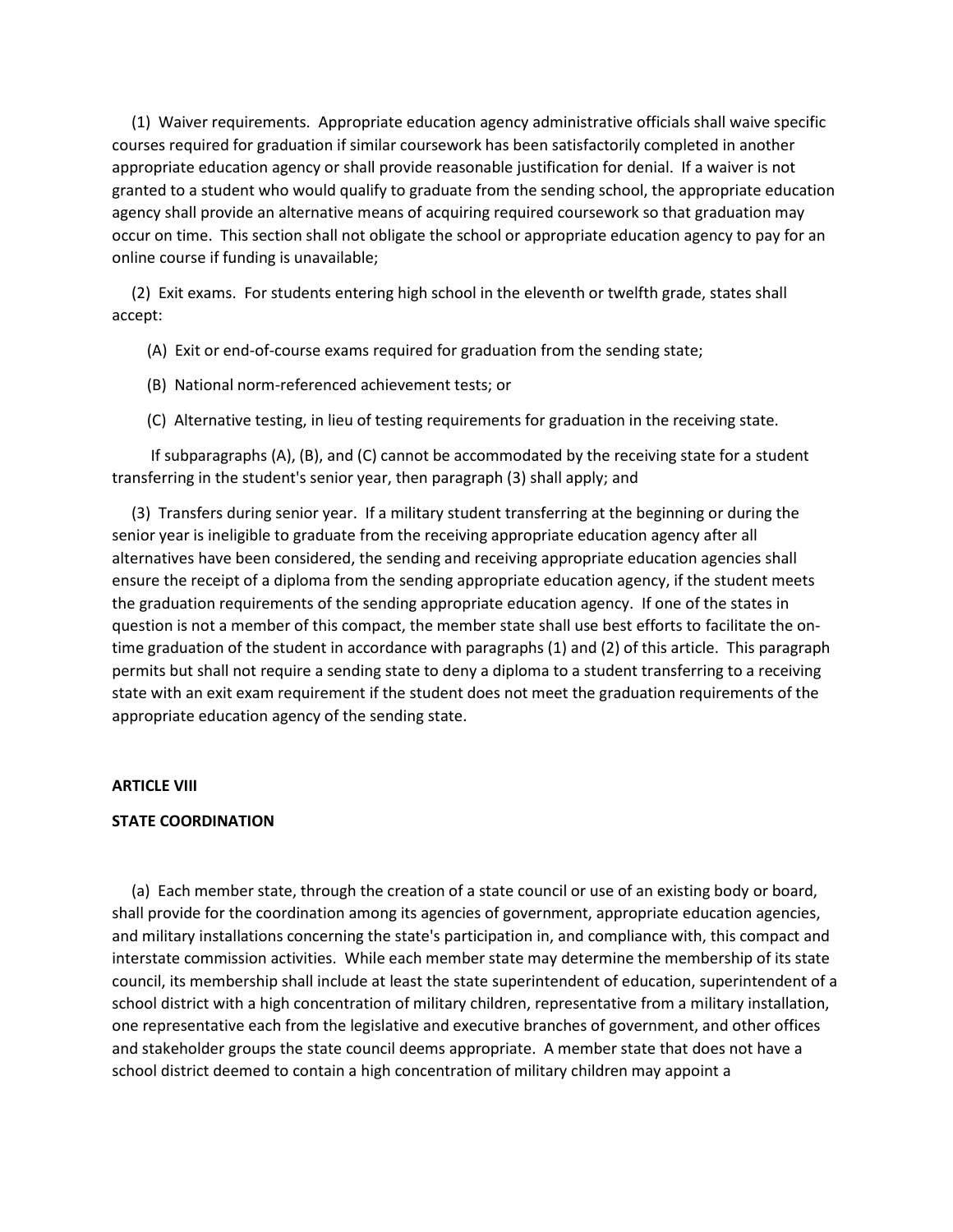(1) Waiver requirements. Appropriate education agency administrative officials shall waive specific courses required for graduation if similar coursework has been satisfactorily completed in another appropriate education agency or shall provide reasonable justification for denial. If a waiver is not granted to a student who would qualify to graduate from the sending school, the appropriate education agency shall provide an alternative means of acquiring required coursework so that graduation may occur on time. This section shall not obligate the school or appropriate education agency to pay for an online course if funding is unavailable;

(2) Exit exams. For students entering high school in the eleventh or twelfth grade, states shall accept:

(A) Exit or end-of-course exams required for graduation from the sending state;

(B) National norm-referenced achievement tests; or

(C) Alternative testing, in lieu of testing requirements for graduation in the receiving state.

If subparagraphs (A), (B), and (C) cannot be accommodated by the receiving state for a student transferring in the student's senior year, then paragraph (3) shall apply; and

(3) Transfers during senior year. If a military student transferring at the beginning or during the senior year is ineligible to graduate from the receiving appropriate education agency after all alternatives have been considered, the sending and receiving appropriate education agencies shall ensure the receipt of a diploma from the sending appropriate education agency, if the student meets the graduation requirements of the sending appropriate education agency. If one of the states in question is not a member of this compact, the member state shall use best efforts to facilitate the on-time graduation of the student in accordance with paragraphs (1) and (2) of this article. This paragraph permits but shall not require a sending state to deny a diploma to a student transferring to a receiving state with an exit exam requirement if the student does not meet the graduation requirements of the appropriate education agency of the sending state.

**ARTICLE VIII**

**STATE COORDINATION**

(a) Each member state, through the creation of a state council or use of an existing body or board, shall provide for the coordination among its agencies of government, appropriate education agencies, and military installations concerning the state's participation in, and compliance with, this compact and interstate commission activities. While each member state may determine the membership of its state council, its membership shall include at least the state superintendent of education, superintendent of a school district with a high concentration of military children, representative from a military installation, one representative each from the legislative and executive branches of government, and other offices and stakeholder groups the state council deems appropriate. A member state that does not have a school district deemed to contain a high concentration of military children may appoint a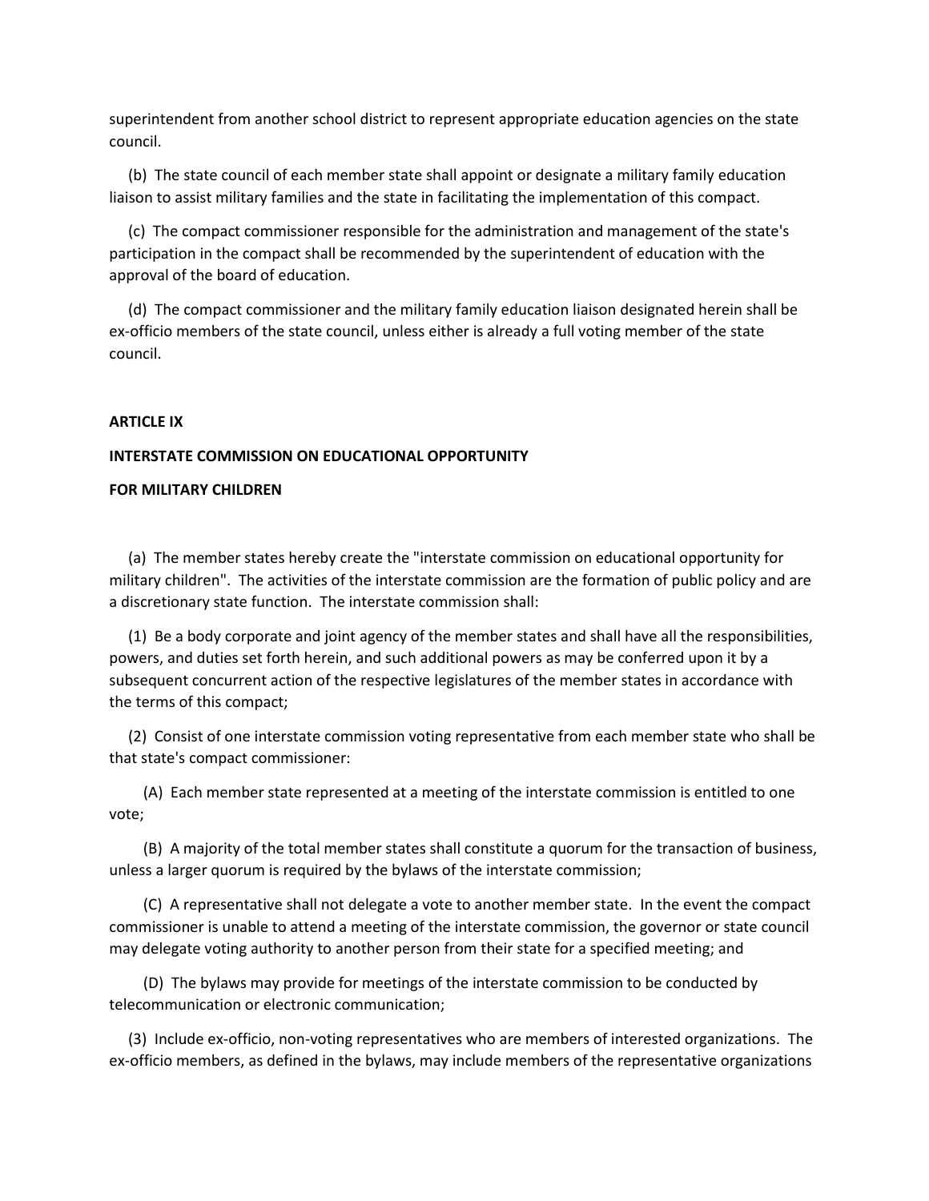superintendent from another school district to represent appropriate education agencies on the state council.

(b) The state council of each member state shall appoint or designate a military family education liaison to assist military families and the state in facilitating the implementation of this compact.

(c) The compact commissioner responsible for the administration and management of the state's participation in the compact shall be recommended by the superintendent of education with the approval of the board of education.

(d) The compact commissioner and the military family education liaison designated herein shall be ex-officio members of the state council, unless either is already a full voting member of the state council.

**ARTICLE IX**

**INTERSTATE COMMISSION ON EDUCATIONAL OPPORTUNITY**

**FOR MILITARY CHILDREN**

(a) The member states hereby create the "interstate commission on educational opportunity for military children". The activities of the interstate commission are the formation of public policy and are a discretionary state function. The interstate commission shall:

(1) Be a body corporate and joint agency of the member states and shall have all the responsibilities, powers, and duties set forth herein, and such additional powers as may be conferred upon it by a subsequent concurrent action of the respective legislatures of the member states in accordance with the terms of this compact;

(2) Consist of one interstate commission voting representative from each member state who shall be that state's compact commissioner:

(A) Each member state represented at a meeting of the interstate commission is entitled to one vote;

(B) A majority of the total member states shall constitute a quorum for the transaction of business, unless a larger quorum is required by the bylaws of the interstate commission;

(C) A representative shall not delegate a vote to another member state. In the event the compact commissioner is unable to attend a meeting of the interstate commission, the governor or state council may delegate voting authority to another person from their state for a specified meeting; and

(D) The bylaws may provide for meetings of the interstate commission to be conducted by telecommunication or electronic communication;

(3) Include ex-officio, non-voting representatives who are members of interested organizations. The ex-officio members, as defined in the bylaws, may include members of the representative organizations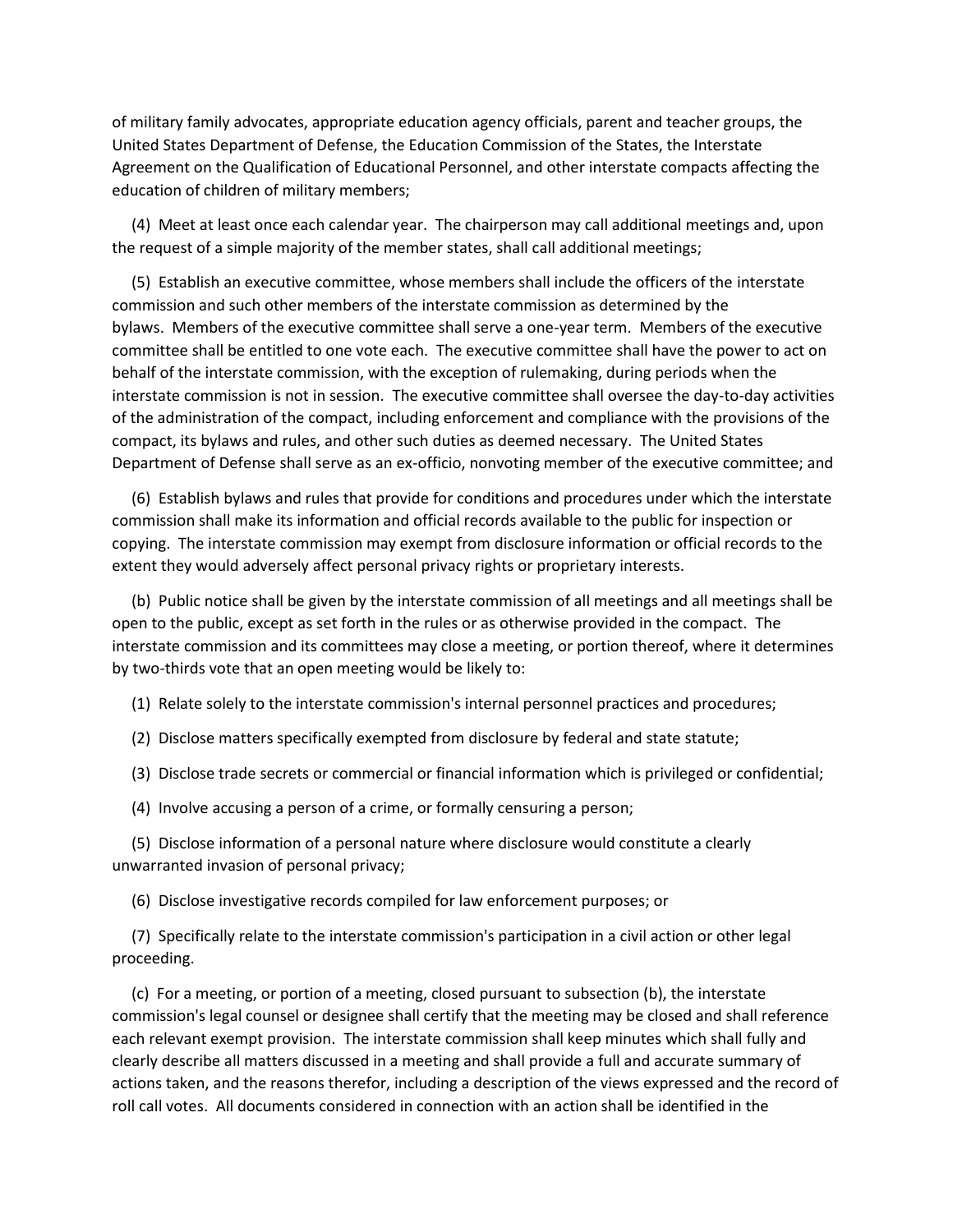of military family advocates, appropriate education agency officials, parent and teacher groups, the United States Department of Defense, the Education Commission of the States, the Interstate Agreement on the Qualification of Educational Personnel, and other interstate compacts affecting the education of children of military members;

(4) Meet at least once each calendar year. The chairperson may call additional meetings and, upon the request of a simple majority of the member states, shall call additional meetings;

(5) Establish an executive committee, whose members shall include the officers of the interstate commission and such other members of the interstate commission as determined by the bylaws. Members of the executive committee shall serve a one-year term. Members of the executive committee shall be entitled to one vote each. The executive committee shall have the power to act on behalf of the interstate commission, with the exception of rulemaking, during periods when the interstate commission is not in session. The executive committee shall oversee the day-to-day activities of the administration of the compact, including enforcement and compliance with the provisions of the compact, its bylaws and rules, and other such duties as deemed necessary. The United States Department of Defense shall serve as an ex-officio, nonvoting member of the executive committee; and

(6) Establish bylaws and rules that provide for conditions and procedures under which the interstate commission shall make its information and official records available to the public for inspection or copying. The interstate commission may exempt from disclosure information or official records to the extent they would adversely affect personal privacy rights or proprietary interests.

(b) Public notice shall be given by the interstate commission of all meetings and all meetings shall be open to the public, except as set forth in the rules or as otherwise provided in the compact. The interstate commission and its committees may close a meeting, or portion thereof, where it determines by two-thirds vote that an open meeting would be likely to:

(1) Relate solely to the interstate commission's internal personnel practices and procedures;

(2) Disclose matters specifically exempted from disclosure by federal and state statute;

(3) Disclose trade secrets or commercial or financial information which is privileged or confidential;

(4) Involve accusing a person of a crime, or formally censuring a person;

(5) Disclose information of a personal nature where disclosure would constitute a clearly unwarranted invasion of personal privacy;

(6) Disclose investigative records compiled for law enforcement purposes; or

(7) Specifically relate to the interstate commission's participation in a civil action or other legal proceeding.

(c) For a meeting, or portion of a meeting, closed pursuant to subsection (b), the interstate commission's legal counsel or designee shall certify that the meeting may be closed and shall reference each relevant exempt provision. The interstate commission shall keep minutes which shall fully and clearly describe all matters discussed in a meeting and shall provide a full and accurate summary of actions taken, and the reasons therefor, including a description of the views expressed and the record of roll call votes. All documents considered in connection with an action shall be identified in the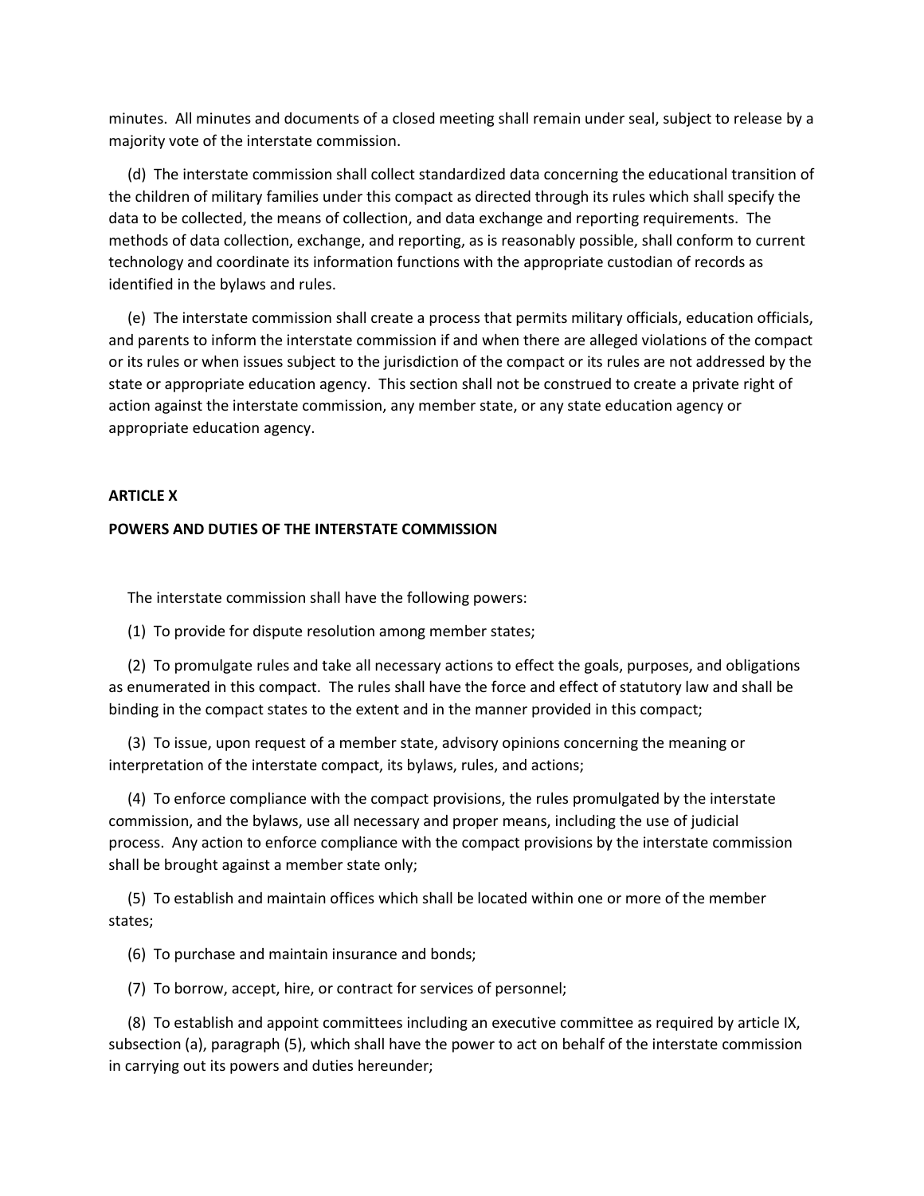minutes. All minutes and documents of a closed meeting shall remain under seal, subject to release by a majority vote of the interstate commission.

(d) The interstate commission shall collect standardized data concerning the educational transition of the children of military families under this compact as directed through its rules which shall specify the data to be collected, the means of collection, and data exchange and reporting requirements. The methods of data collection, exchange, and reporting, as is reasonably possible, shall conform to current technology and coordinate its information functions with the appropriate custodian of records as identified in the bylaws and rules.

(e) The interstate commission shall create a process that permits military officials, education officials, and parents to inform the interstate commission if and when there are alleged violations of the compact or its rules or when issues subject to the jurisdiction of the compact or its rules are not addressed by the state or appropriate education agency. This section shall not be construed to create a private right of action against the interstate commission, any member state, or any state education agency or appropriate education agency.

**ARTICLE X**

**POWERS AND DUTIES OF THE INTERSTATE COMMISSION**

The interstate commission shall have the following powers:

(1) To provide for dispute resolution among member states;

(2) To promulgate rules and take all necessary actions to effect the goals, purposes, and obligations as enumerated in this compact. The rules shall have the force and effect of statutory law and shall be binding in the compact states to the extent and in the manner provided in this compact;

(3) To issue, upon request of a member state, advisory opinions concerning the meaning or interpretation of the interstate compact, its bylaws, rules, and actions;

(4) To enforce compliance with the compact provisions, the rules promulgated by the interstate commission, and the bylaws, use all necessary and proper means, including the use of judicial process. Any action to enforce compliance with the compact provisions by the interstate commission shall be brought against a member state only;

(5) To establish and maintain offices which shall be located within one or more of the member states;

(6) To purchase and maintain insurance and bonds;

(7) To borrow, accept, hire, or contract for services of personnel;

(8) To establish and appoint committees including an executive committee as required by article IX, subsection (a), paragraph (5), which shall have the power to act on behalf of the interstate commission in carrying out its powers and duties hereunder;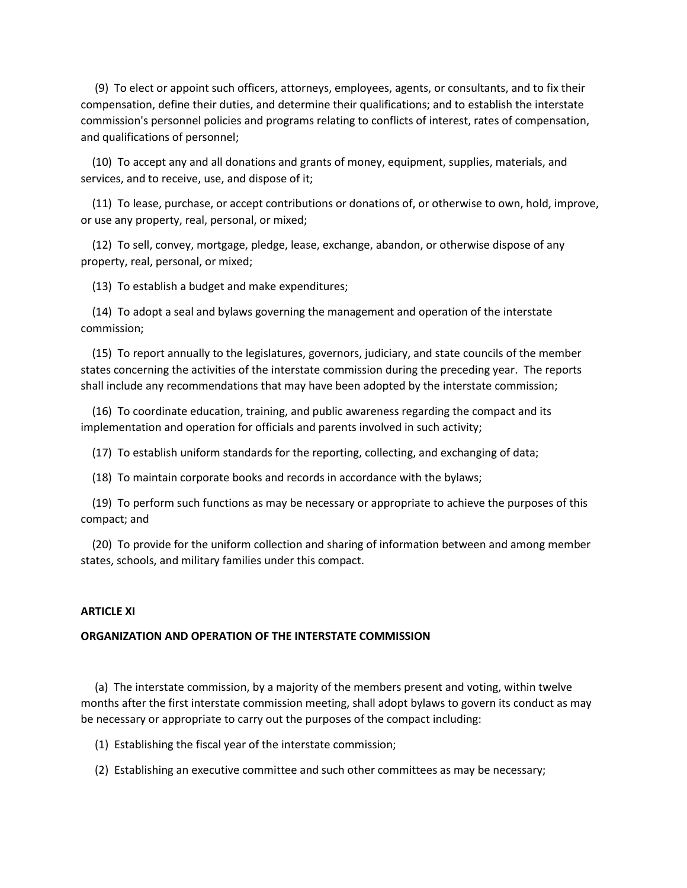(9) To elect or appoint such officers, attorneys, employees, agents, or consultants, and to fix their compensation, define their duties, and determine their qualifications; and to establish the interstate commission's personnel policies and programs relating to conflicts of interest, rates of compensation, and qualifications of personnel;

(10) To accept any and all donations and grants of money, equipment, supplies, materials, and services, and to receive, use, and dispose of it;

(11) To lease, purchase, or accept contributions or donations of, or otherwise to own, hold, improve, or use any property, real, personal, or mixed;

(12) To sell, convey, mortgage, pledge, lease, exchange, abandon, or otherwise dispose of any property, real, personal, or mixed;

(13) To establish a budget and make expenditures;

(14) To adopt a seal and bylaws governing the management and operation of the interstate commission;

(15) To report annually to the legislatures, governors, judiciary, and state councils of the member states concerning the activities of the interstate commission during the preceding year. The reports shall include any recommendations that may have been adopted by the interstate commission;

(16) To coordinate education, training, and public awareness regarding the compact and its implementation and operation for officials and parents involved in such activity;

(17) To establish uniform standards for the reporting, collecting, and exchanging of data;

(18) To maintain corporate books and records in accordance with the bylaws;

(19) To perform such functions as may be necessary or appropriate to achieve the purposes of this compact; and

(20) To provide for the uniform collection and sharing of information between and among member states, schools, and military families under this compact.

**ARTICLE XI**

**ORGANIZATION AND OPERATION OF THE INTERSTATE COMMISSION**

(a) The interstate commission, by a majority of the members present and voting, within twelve months after the first interstate commission meeting, shall adopt bylaws to govern its conduct as may be necessary or appropriate to carry out the purposes of the compact including:

(1) Establishing the fiscal year of the interstate commission;

(2) Establishing an executive committee and such other committees as may be necessary;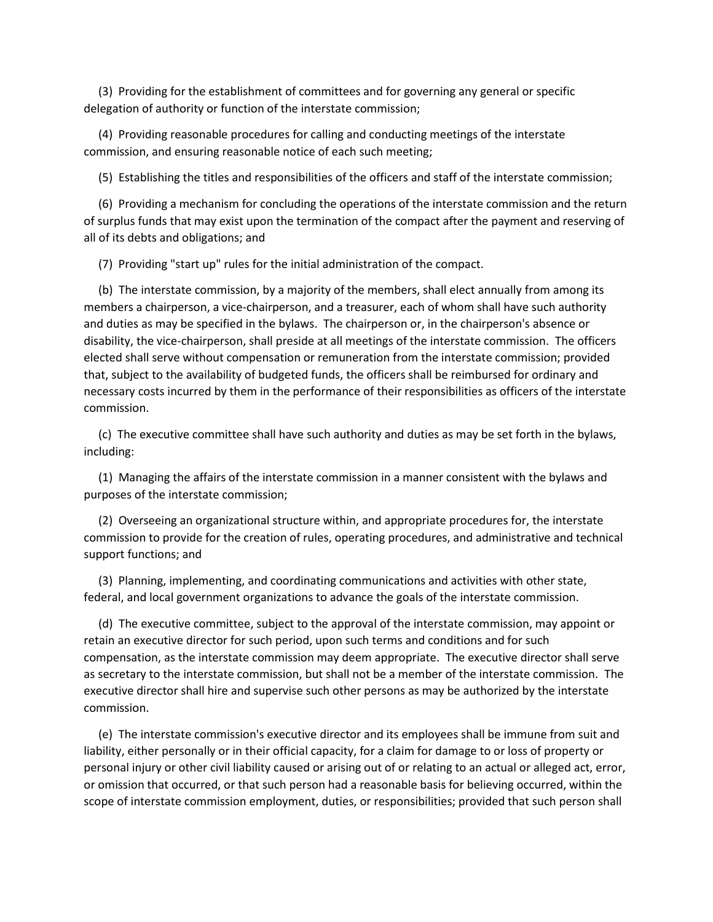(3)  Providing for the establishment of committees and for governing any general or specific delegation of authority or function of the interstate commission;

(4)  Providing reasonable procedures for calling and conducting meetings of the interstate commission, and ensuring reasonable notice of each such meeting;

(5)  Establishing the titles and responsibilities of the officers and staff of the interstate commission;

(6)  Providing a mechanism for concluding the operations of the interstate commission and the return of surplus funds that may exist upon the termination of the compact after the payment and reserving of all of its debts and obligations; and

(7)  Providing "start up" rules for the initial administration of the compact.

(b)  The interstate commission, by a majority of the members, shall elect annually from among its members a chairperson, a vice-chairperson, and a treasurer, each of whom shall have such authority and duties as may be specified in the bylaws.  The chairperson or, in the chairperson's absence or disability, the vice-chairperson, shall preside at all meetings of the interstate commission.  The officers elected shall serve without compensation or remuneration from the interstate commission; provided that, subject to the availability of budgeted funds, the officers shall be reimbursed for ordinary and necessary costs incurred by them in the performance of their responsibilities as officers of the interstate commission.

(c)  The executive committee shall have such authority and duties as may be set forth in the bylaws, including:

(1)  Managing the affairs of the interstate commission in a manner consistent with the bylaws and purposes of the interstate commission;

(2)  Overseeing an organizational structure within, and appropriate procedures for, the interstate commission to provide for the creation of rules, operating procedures, and administrative and technical support functions; and

(3)  Planning, implementing, and coordinating communications and activities with other state, federal, and local government organizations to advance the goals of the interstate commission.

(d)  The executive committee, subject to the approval of the interstate commission, may appoint or retain an executive director for such period, upon such terms and conditions and for such compensation, as the interstate commission may deem appropriate.  The executive director shall serve as secretary to the interstate commission, but shall not be a member of the interstate commission.  The executive director shall hire and supervise such other persons as may be authorized by the interstate commission.

(e)  The interstate commission's executive director and its employees shall be immune from suit and liability, either personally or in their official capacity, for a claim for damage to or loss of property or personal injury or other civil liability caused or arising out of or relating to an actual or alleged act, error, or omission that occurred, or that such person had a reasonable basis for believing occurred, within the scope of interstate commission employment, duties, or responsibilities; provided that such person shall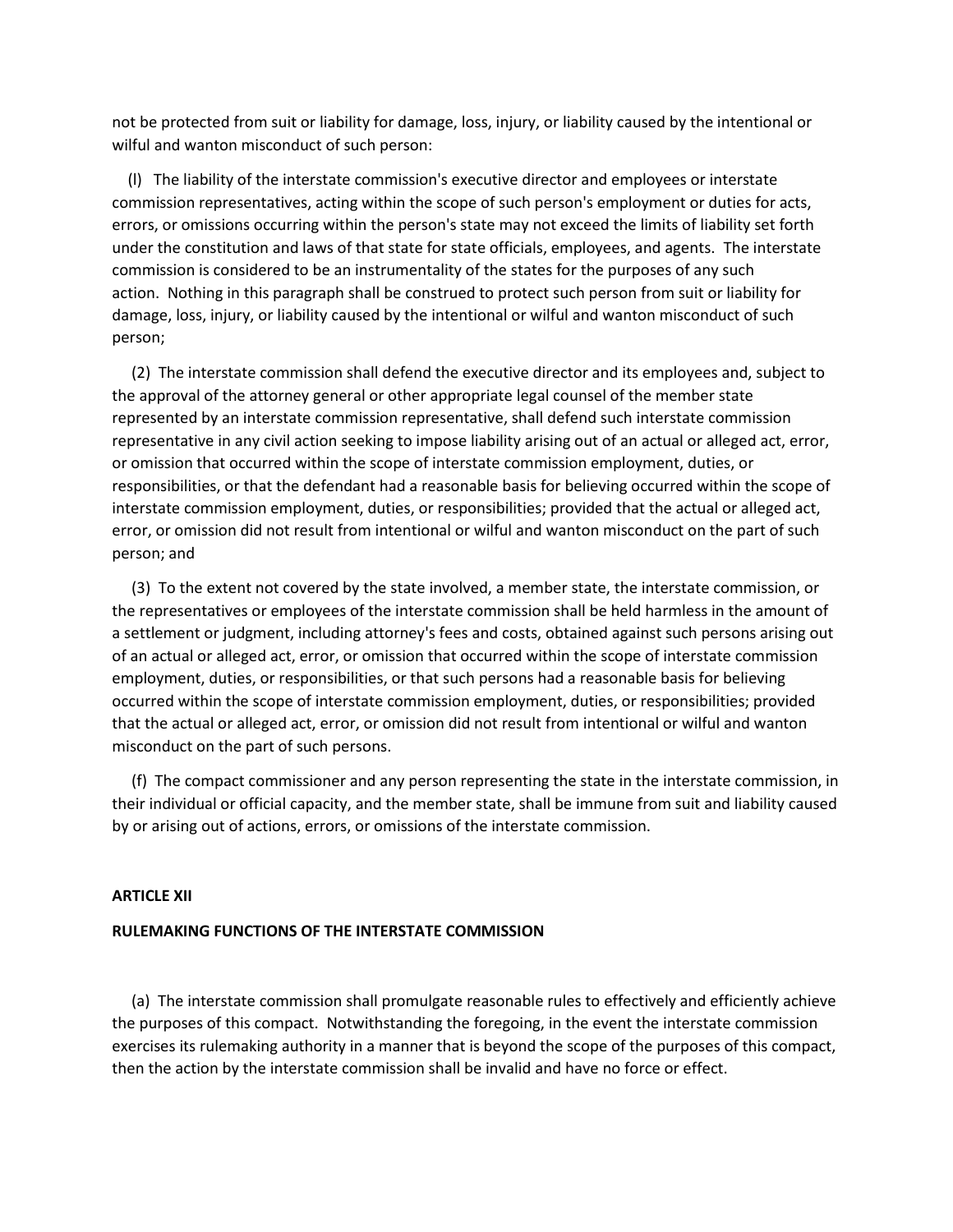not be protected from suit or liability for damage, loss, injury, or liability caused by the intentional or wilful and wanton misconduct of such person:

(l) The liability of the interstate commission's executive director and employees or interstate commission representatives, acting within the scope of such person's employment or duties for acts, errors, or omissions occurring within the person's state may not exceed the limits of liability set forth under the constitution and laws of that state for state officials, employees, and agents. The interstate commission is considered to be an instrumentality of the states for the purposes of any such action. Nothing in this paragraph shall be construed to protect such person from suit or liability for damage, loss, injury, or liability caused by the intentional or wilful and wanton misconduct of such person;

(2) The interstate commission shall defend the executive director and its employees and, subject to the approval of the attorney general or other appropriate legal counsel of the member state represented by an interstate commission representative, shall defend such interstate commission representative in any civil action seeking to impose liability arising out of an actual or alleged act, error, or omission that occurred within the scope of interstate commission employment, duties, or responsibilities, or that the defendant had a reasonable basis for believing occurred within the scope of interstate commission employment, duties, or responsibilities; provided that the actual or alleged act, error, or omission did not result from intentional or wilful and wanton misconduct on the part of such person; and

(3) To the extent not covered by the state involved, a member state, the interstate commission, or the representatives or employees of the interstate commission shall be held harmless in the amount of a settlement or judgment, including attorney's fees and costs, obtained against such persons arising out of an actual or alleged act, error, or omission that occurred within the scope of interstate commission employment, duties, or responsibilities, or that such persons had a reasonable basis for believing occurred within the scope of interstate commission employment, duties, or responsibilities; provided that the actual or alleged act, error, or omission did not result from intentional or wilful and wanton misconduct on the part of such persons.

(f) The compact commissioner and any person representing the state in the interstate commission, in their individual or official capacity, and the member state, shall be immune from suit and liability caused by or arising out of actions, errors, or omissions of the interstate commission.

**ARTICLE XII**

**RULEMAKING FUNCTIONS OF THE INTERSTATE COMMISSION**

(a) The interstate commission shall promulgate reasonable rules to effectively and efficiently achieve the purposes of this compact. Notwithstanding the foregoing, in the event the interstate commission exercises its rulemaking authority in a manner that is beyond the scope of the purposes of this compact, then the action by the interstate commission shall be invalid and have no force or effect.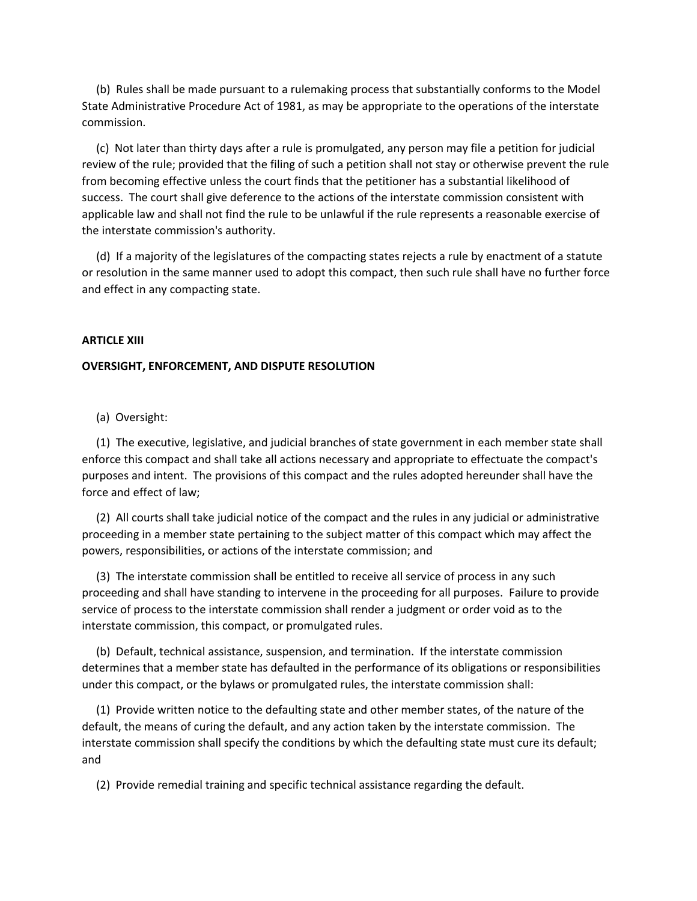(b) Rules shall be made pursuant to a rulemaking process that substantially conforms to the Model State Administrative Procedure Act of 1981, as may be appropriate to the operations of the interstate commission.

(c) Not later than thirty days after a rule is promulgated, any person may file a petition for judicial review of the rule; provided that the filing of such a petition shall not stay or otherwise prevent the rule from becoming effective unless the court finds that the petitioner has a substantial likelihood of success. The court shall give deference to the actions of the interstate commission consistent with applicable law and shall not find the rule to be unlawful if the rule represents a reasonable exercise of the interstate commission's authority.

(d) If a majority of the legislatures of the compacting states rejects a rule by enactment of a statute or resolution in the same manner used to adopt this compact, then such rule shall have no further force and effect in any compacting state.

**ARTICLE XIII**

**OVERSIGHT, ENFORCEMENT, AND DISPUTE RESOLUTION**

(a) Oversight:

(1) The executive, legislative, and judicial branches of state government in each member state shall enforce this compact and shall take all actions necessary and appropriate to effectuate the compact's purposes and intent. The provisions of this compact and the rules adopted hereunder shall have the force and effect of law;

(2) All courts shall take judicial notice of the compact and the rules in any judicial or administrative proceeding in a member state pertaining to the subject matter of this compact which may affect the powers, responsibilities, or actions of the interstate commission; and

(3) The interstate commission shall be entitled to receive all service of process in any such proceeding and shall have standing to intervene in the proceeding for all purposes. Failure to provide service of process to the interstate commission shall render a judgment or order void as to the interstate commission, this compact, or promulgated rules.

(b) Default, technical assistance, suspension, and termination. If the interstate commission determines that a member state has defaulted in the performance of its obligations or responsibilities under this compact, or the bylaws or promulgated rules, the interstate commission shall:

(1) Provide written notice to the defaulting state and other member states, of the nature of the default, the means of curing the default, and any action taken by the interstate commission. The interstate commission shall specify the conditions by which the defaulting state must cure its default; and

(2) Provide remedial training and specific technical assistance regarding the default.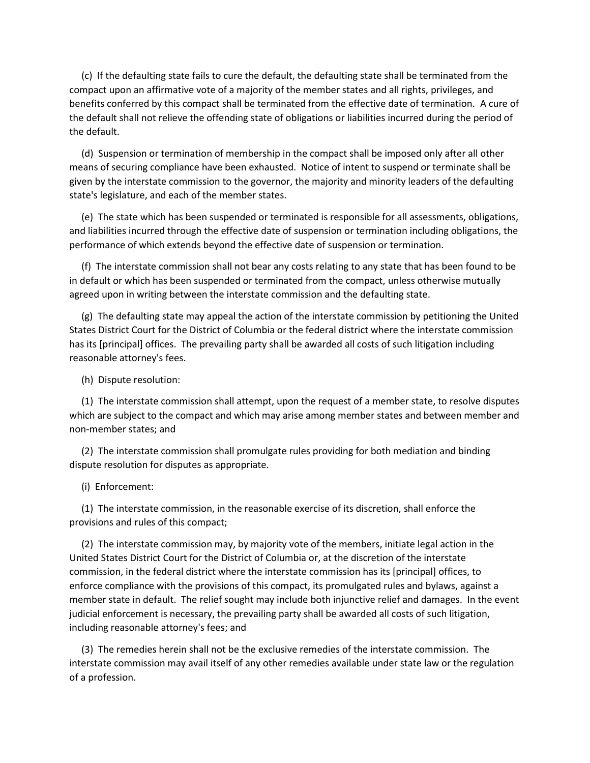(c) If the defaulting state fails to cure the default, the defaulting state shall be terminated from the compact upon an affirmative vote of a majority of the member states and all rights, privileges, and benefits conferred by this compact shall be terminated from the effective date of termination. A cure of the default shall not relieve the offending state of obligations or liabilities incurred during the period of the default.

(d) Suspension or termination of membership in the compact shall be imposed only after all other means of securing compliance have been exhausted. Notice of intent to suspend or terminate shall be given by the interstate commission to the governor, the majority and minority leaders of the defaulting state's legislature, and each of the member states.

(e) The state which has been suspended or terminated is responsible for all assessments, obligations, and liabilities incurred through the effective date of suspension or termination including obligations, the performance of which extends beyond the effective date of suspension or termination.

(f) The interstate commission shall not bear any costs relating to any state that has been found to be in default or which has been suspended or terminated from the compact, unless otherwise mutually agreed upon in writing between the interstate commission and the defaulting state.

(g) The defaulting state may appeal the action of the interstate commission by petitioning the United States District Court for the District of Columbia or the federal district where the interstate commission has its [principal] offices. The prevailing party shall be awarded all costs of such litigation including reasonable attorney's fees.

(h) Dispute resolution:

(1) The interstate commission shall attempt, upon the request of a member state, to resolve disputes which are subject to the compact and which may arise among member states and between member and non-member states; and

(2) The interstate commission shall promulgate rules providing for both mediation and binding dispute resolution for disputes as appropriate.

(i) Enforcement:

(1) The interstate commission, in the reasonable exercise of its discretion, shall enforce the provisions and rules of this compact;

(2) The interstate commission may, by majority vote of the members, initiate legal action in the United States District Court for the District of Columbia or, at the discretion of the interstate commission, in the federal district where the interstate commission has its [principal] offices, to enforce compliance with the provisions of this compact, its promulgated rules and bylaws, against a member state in default. The relief sought may include both injunctive relief and damages. In the event judicial enforcement is necessary, the prevailing party shall be awarded all costs of such litigation, including reasonable attorney's fees; and

(3) The remedies herein shall not be the exclusive remedies of the interstate commission. The interstate commission may avail itself of any other remedies available under state law or the regulation of a profession.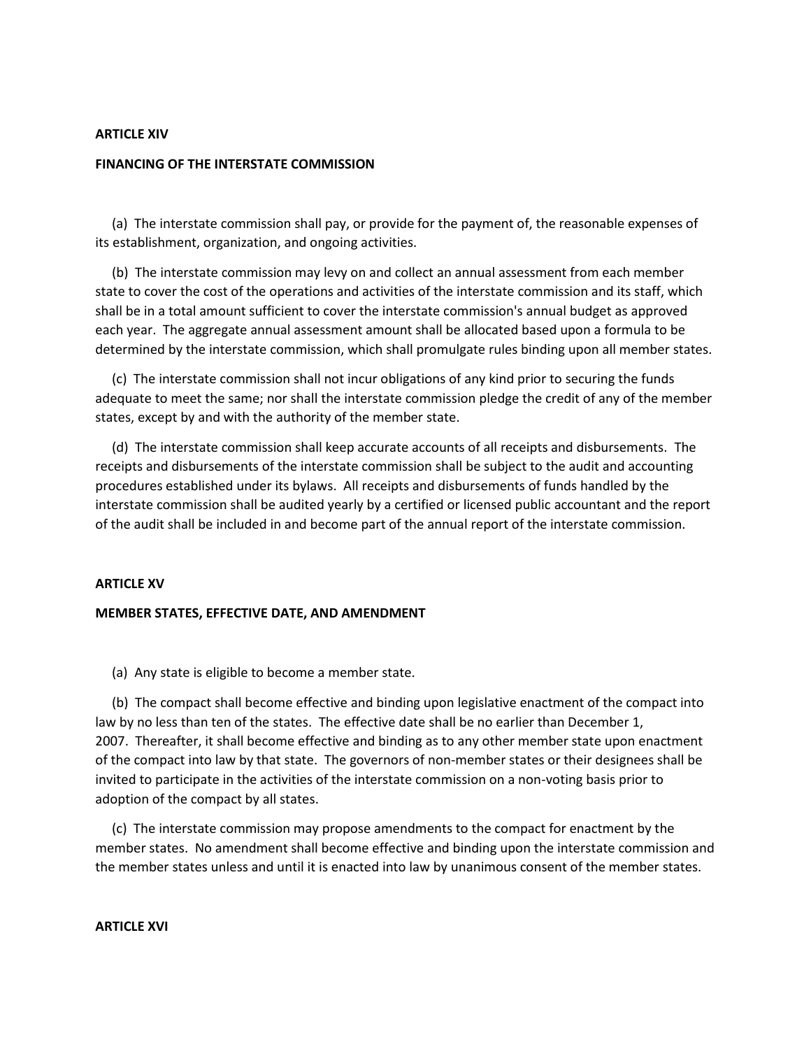**ARTICLE XIV**

**FINANCING OF THE INTERSTATE COMMISSION**

(a) The interstate commission shall pay, or provide for the payment of, the reasonable expenses of its establishment, organization, and ongoing activities.

(b) The interstate commission may levy on and collect an annual assessment from each member state to cover the cost of the operations and activities of the interstate commission and its staff, which shall be in a total amount sufficient to cover the interstate commission's annual budget as approved each year. The aggregate annual assessment amount shall be allocated based upon a formula to be determined by the interstate commission, which shall promulgate rules binding upon all member states.

(c) The interstate commission shall not incur obligations of any kind prior to securing the funds adequate to meet the same; nor shall the interstate commission pledge the credit of any of the member states, except by and with the authority of the member state.

(d) The interstate commission shall keep accurate accounts of all receipts and disbursements. The receipts and disbursements of the interstate commission shall be subject to the audit and accounting procedures established under its bylaws. All receipts and disbursements of funds handled by the interstate commission shall be audited yearly by a certified or licensed public accountant and the report of the audit shall be included in and become part of the annual report of the interstate commission.

**ARTICLE XV**

**MEMBER STATES, EFFECTIVE DATE, AND AMENDMENT**

(a) Any state is eligible to become a member state.

(b) The compact shall become effective and binding upon legislative enactment of the compact into law by no less than ten of the states. The effective date shall be no earlier than December 1, 2007. Thereafter, it shall become effective and binding as to any other member state upon enactment of the compact into law by that state. The governors of non-member states or their designees shall be invited to participate in the activities of the interstate commission on a non-voting basis prior to adoption of the compact by all states.

(c) The interstate commission may propose amendments to the compact for enactment by the member states. No amendment shall become effective and binding upon the interstate commission and the member states unless and until it is enacted into law by unanimous consent of the member states.

**ARTICLE XVI**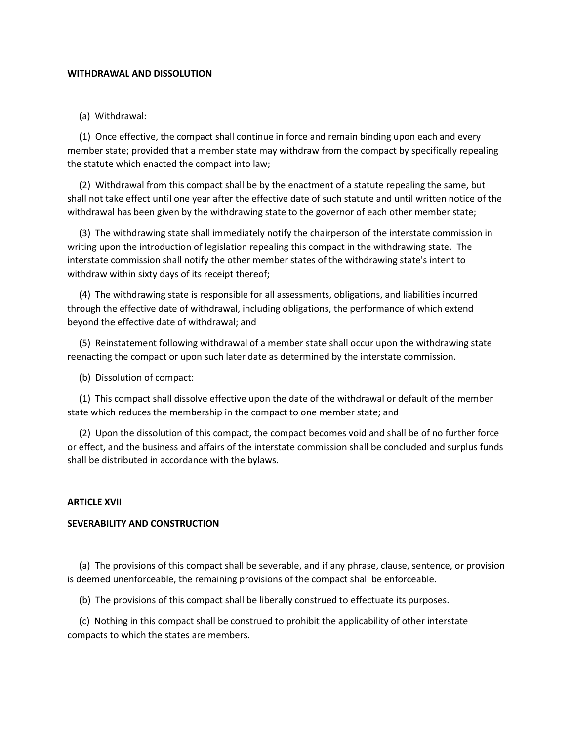**WITHDRAWAL AND DISSOLUTION**

(a) Withdrawal:

(1) Once effective, the compact shall continue in force and remain binding upon each and every member state; provided that a member state may withdraw from the compact by specifically repealing the statute which enacted the compact into law;

(2) Withdrawal from this compact shall be by the enactment of a statute repealing the same, but shall not take effect until one year after the effective date of such statute and until written notice of the withdrawal has been given by the withdrawing state to the governor of each other member state;

(3) The withdrawing state shall immediately notify the chairperson of the interstate commission in writing upon the introduction of legislation repealing this compact in the withdrawing state. The interstate commission shall notify the other member states of the withdrawing state's intent to withdraw within sixty days of its receipt thereof;

(4) The withdrawing state is responsible for all assessments, obligations, and liabilities incurred through the effective date of withdrawal, including obligations, the performance of which extend beyond the effective date of withdrawal; and

(5) Reinstatement following withdrawal of a member state shall occur upon the withdrawing state reenacting the compact or upon such later date as determined by the interstate commission.

(b) Dissolution of compact:

(1) This compact shall dissolve effective upon the date of the withdrawal or default of the member state which reduces the membership in the compact to one member state; and

(2) Upon the dissolution of this compact, the compact becomes void and shall be of no further force or effect, and the business and affairs of the interstate commission shall be concluded and surplus funds shall be distributed in accordance with the bylaws.

**ARTICLE XVII**

**SEVERABILITY AND CONSTRUCTION**

(a) The provisions of this compact shall be severable, and if any phrase, clause, sentence, or provision is deemed unenforceable, the remaining provisions of the compact shall be enforceable.

(b) The provisions of this compact shall be liberally construed to effectuate its purposes.

(c) Nothing in this compact shall be construed to prohibit the applicability of other interstate compacts to which the states are members.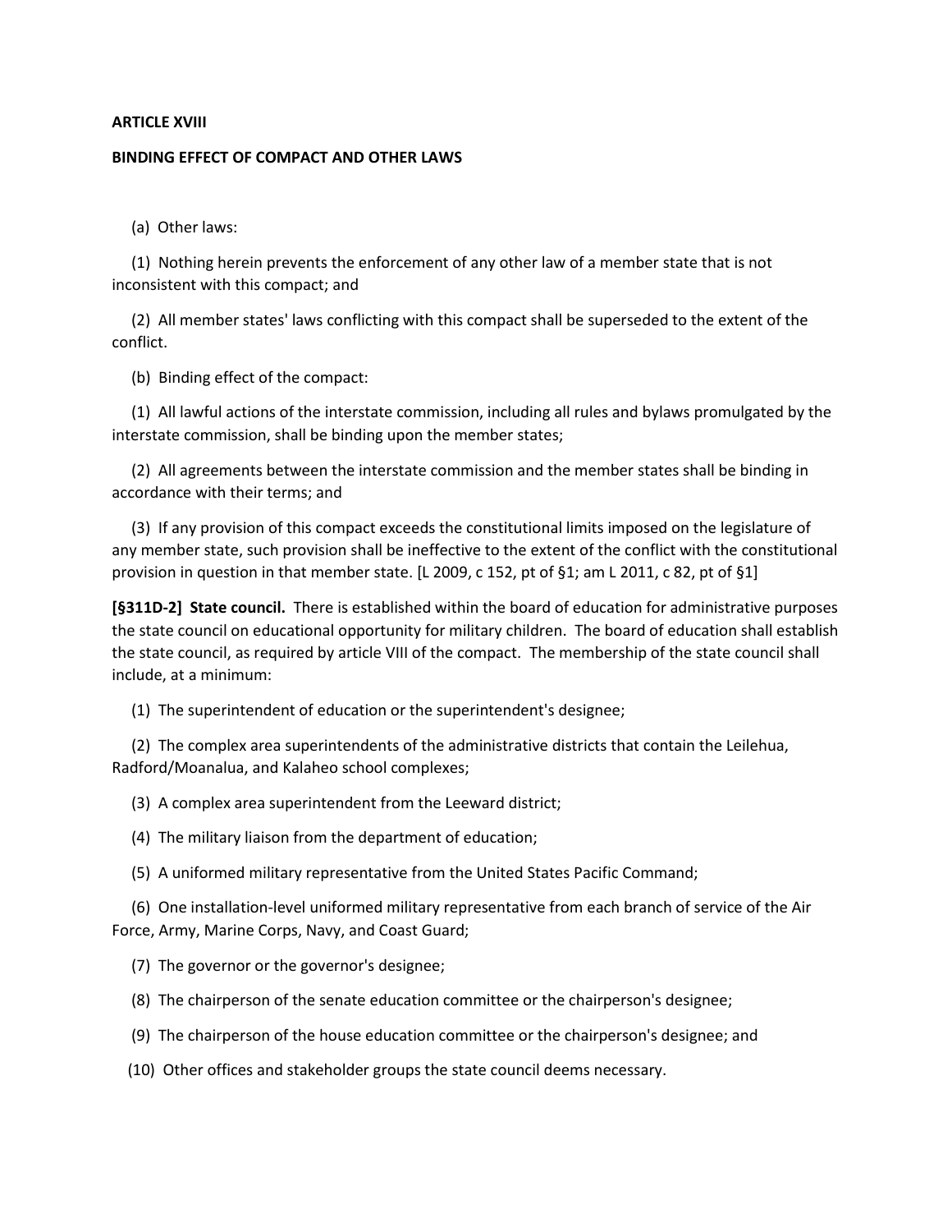**ARTICLE XVIII**

**BINDING EFFECT OF COMPACT AND OTHER LAWS**

(a) Other laws:

(1) Nothing herein prevents the enforcement of any other law of a member state that is not inconsistent with this compact; and

(2) All member states' laws conflicting with this compact shall be superseded to the extent of the conflict.

(b) Binding effect of the compact:

(1) All lawful actions of the interstate commission, including all rules and bylaws promulgated by the interstate commission, shall be binding upon the member states;

(2) All agreements between the interstate commission and the member states shall be binding in accordance with their terms; and

(3) If any provision of this compact exceeds the constitutional limits imposed on the legislature of any member state, such provision shall be ineffective to the extent of the conflict with the constitutional provision in question in that member state. [L 2009, c 152, pt of §1; am L 2011, c 82, pt of §1]

**[§311D-2] State council.** There is established within the board of education for administrative purposes the state council on educational opportunity for military children. The board of education shall establish the state council, as required by article VIII of the compact. The membership of the state council shall include, at a minimum:

(1) The superintendent of education or the superintendent's designee;

(2) The complex area superintendents of the administrative districts that contain the Leilehua, Radford/Moanalua, and Kalaheo school complexes;

(3) A complex area superintendent from the Leeward district;

(4) The military liaison from the department of education;

(5) A uniformed military representative from the United States Pacific Command;

(6) One installation-level uniformed military representative from each branch of service of the Air Force, Army, Marine Corps, Navy, and Coast Guard;

(7) The governor or the governor's designee;

(8) The chairperson of the senate education committee or the chairperson's designee;

(9) The chairperson of the house education committee or the chairperson's designee; and

(10) Other offices and stakeholder groups the state council deems necessary.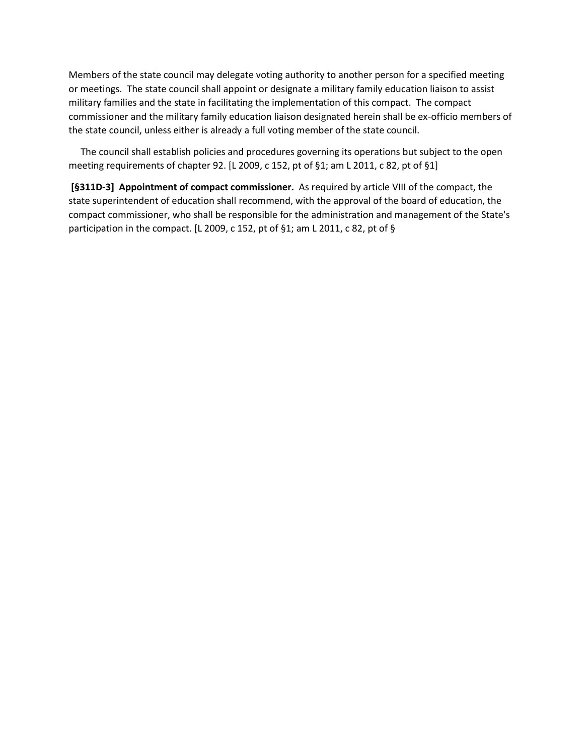Members of the state council may delegate voting authority to another person for a specified meeting or meetings. The state council shall appoint or designate a military family education liaison to assist military families and the state in facilitating the implementation of this compact. The compact commissioner and the military family education liaison designated herein shall be ex-officio members of the state council, unless either is already a full voting member of the state council.

The council shall establish policies and procedures governing its operations but subject to the open meeting requirements of chapter 92. [L 2009, c 152, pt of §1; am L 2011, c 82, pt of §1]

**[§311D-3] Appointment of compact commissioner.** As required by article VIII of the compact, the state superintendent of education shall recommend, with the approval of the board of education, the compact commissioner, who shall be responsible for the administration and management of the State's participation in the compact. [L 2009, c 152, pt of §1; am L 2011, c 82, pt of §